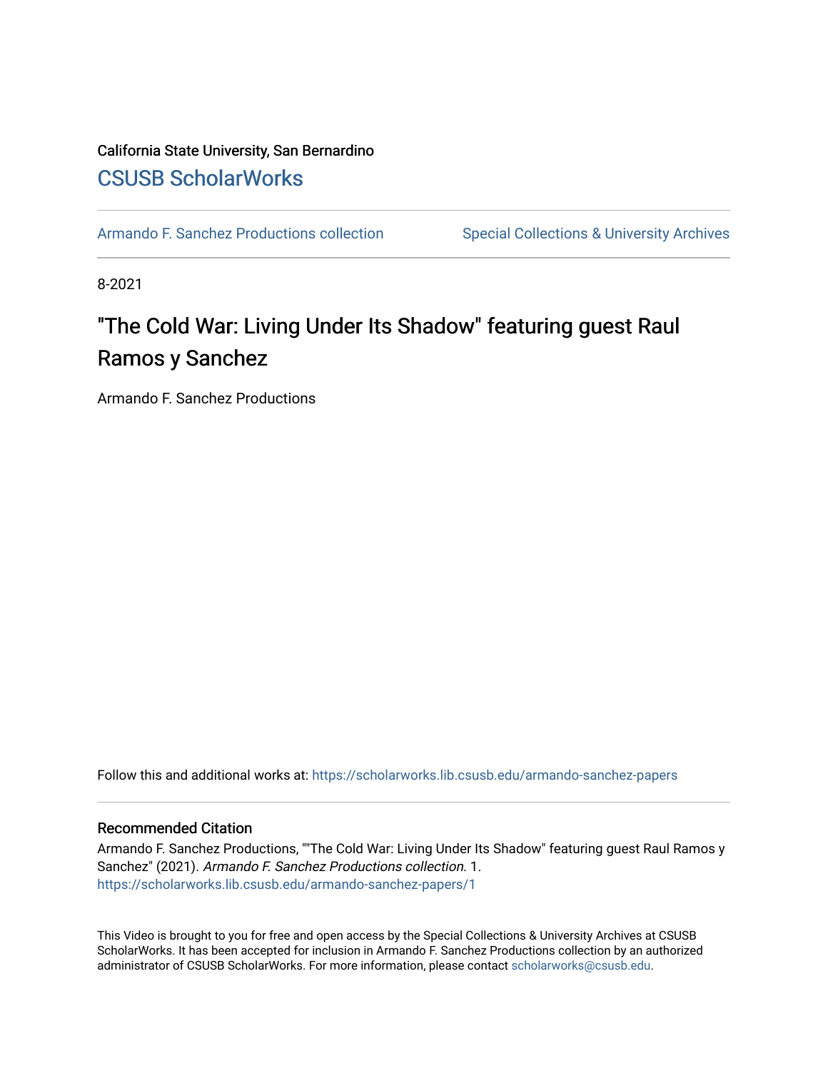California State University, San Bernardino

## CSUSB ScholarWorks

Armando F. Sanchez Productions collection | Special Collections & University Archives

8-2021

# "The Cold War: Living Under Its Shadow" featuring guest Raul Ramos y Sanchez

Armando F. Sanchez Productions

Follow this and additional works at: https://scholarworks.lib.csusb.edu/armando-sanchez-papers

### Recommended Citation

Armando F. Sanchez Productions, ""The Cold War: Living Under Its Shadow" featuring guest Raul Ramos y Sanchez" (2021). *Armando F. Sanchez Productions collection*. 1.
https://scholarworks.lib.csusb.edu/armando-sanchez-papers/1

This Video is brought to you for free and open access by the Special Collections & University Archives at CSUSB ScholarWorks. It has been accepted for inclusion in Armando F. Sanchez Productions collection by an authorized administrator of CSUSB ScholarWorks. For more information, please contact scholarworks@csusb.edu.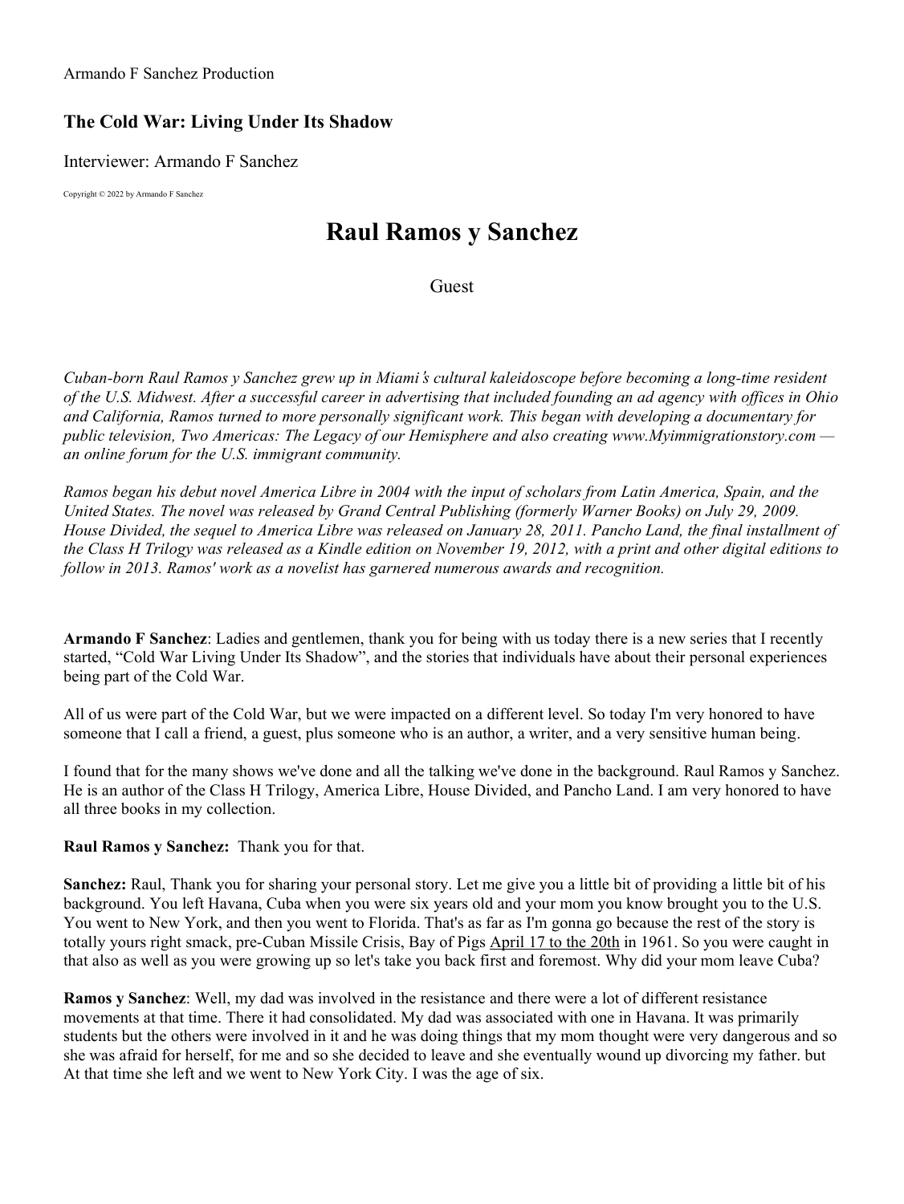Armando F Sanchez Production

## The Cold War: Living Under Its Shadow

Interviewer: Armando F Sanchez

Copyright © 2022 by Armando F Sanchez

# Raul Ramos y Sanchez

Guest

*Cuban-born Raul Ramos y Sanchez grew up in Miami's cultural kaleidoscope before becoming a long-time resident of the U.S. Midwest. After a successful career in advertising that included founding an ad agency with offices in Ohio and California, Ramos turned to more personally significant work. This began with developing a documentary for public television, Two Americas: The Legacy of our Hemisphere and also creating www.Myimmigrationstory.com — an online forum for the U.S. immigrant community.*

*Ramos began his debut novel America Libre in 2004 with the input of scholars from Latin America, Spain, and the United States. The novel was released by Grand Central Publishing (formerly Warner Books) on July 29, 2009. House Divided, the sequel to America Libre was released on January 28, 2011. Pancho Land, the final installment of the Class H Trilogy was released as a Kindle edition on November 19, 2012, with a print and other digital editions to follow in 2013. Ramos' work as a novelist has garnered numerous awards and recognition.*

**Armando F Sanchez**: Ladies and gentlemen, thank you for being with us today there is a new series that I recently started, "Cold War Living Under Its Shadow", and the stories that individuals have about their personal experiences being part of the Cold War.

All of us were part of the Cold War, but we were impacted on a different level. So today I'm very honored to have someone that I call a friend, a guest, plus someone who is an author, a writer, and a very sensitive human being.

I found that for the many shows we've done and all the talking we've done in the background. Raul Ramos y Sanchez. He is an author of the Class H Trilogy, America Libre, House Divided, and Pancho Land. I am very honored to have all three books in my collection.

**Raul Ramos y Sanchez:** Thank you for that.

**Sanchez:** Raul, Thank you for sharing your personal story. Let me give you a little bit of providing a little bit of his background. You left Havana, Cuba when you were six years old and your mom you know brought you to the U.S. You went to New York, and then you went to Florida. That's as far as I'm gonna go because the rest of the story is totally yours right smack, pre-Cuban Missile Crisis, Bay of Pigs April 17 to the 20th in 1961. So you were caught in that also as well as you were growing up so let's take you back first and foremost. Why did your mom leave Cuba?

**Ramos y Sanchez**: Well, my dad was involved in the resistance and there were a lot of different resistance movements at that time. There it had consolidated. My dad was associated with one in Havana. It was primarily students but the others were involved in it and he was doing things that my mom thought were very dangerous and so she was afraid for herself, for me and so she decided to leave and she eventually wound up divorcing my father. but At that time she left and we went to New York City. I was the age of six.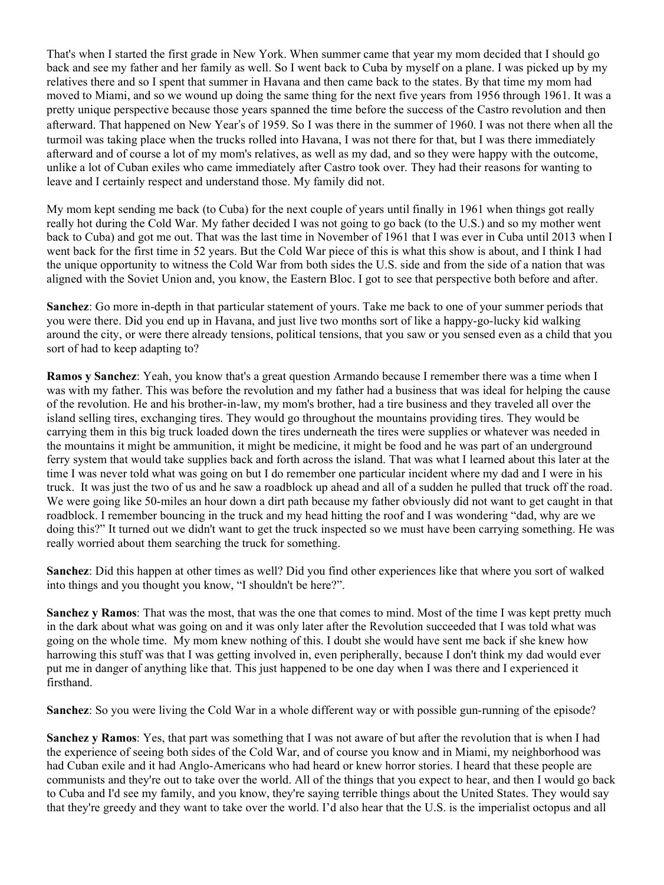That's when I started the first grade in New York. When summer came that year my mom decided that I should go back and see my father and her family as well. So I went back to Cuba by myself on a plane. I was picked up by my relatives there and so I spent that summer in Havana and then came back to the states. By that time my mom had moved to Miami, and so we wound up doing the same thing for the next five years from 1956 through 1961. It was a pretty unique perspective because those years spanned the time before the success of the Castro revolution and then afterward. That happened on New Year's of 1959. So I was there in the summer of 1960. I was not there when all the turmoil was taking place when the trucks rolled into Havana, I was not there for that, but I was there immediately afterward and of course a lot of my mom's relatives, as well as my dad, and so they were happy with the outcome, unlike a lot of Cuban exiles who came immediately after Castro took over. They had their reasons for wanting to leave and I certainly respect and understand those. My family did not.

My mom kept sending me back (to Cuba) for the next couple of years until finally in 1961 when things got really really hot during the Cold War. My father decided I was not going to go back (to the U.S.) and so my mother went back to Cuba) and got me out. That was the last time in November of 1961 that I was ever in Cuba until 2013 when I went back for the first time in 52 years. But the Cold War piece of this is what this show is about, and I think I had the unique opportunity to witness the Cold War from both sides the U.S. side and from the side of a nation that was aligned with the Soviet Union and, you know, the Eastern Bloc. I got to see that perspective both before and after.

**Sanchez**: Go more in-depth in that particular statement of yours. Take me back to one of your summer periods that you were there. Did you end up in Havana, and just live two months sort of like a happy-go-lucky kid walking around the city, or were there already tensions, political tensions, that you saw or you sensed even as a child that you sort of had to keep adapting to?

**Ramos y Sanchez**: Yeah, you know that's a great question Armando because I remember there was a time when I was with my father. This was before the revolution and my father had a business that was ideal for helping the cause of the revolution. He and his brother-in-law, my mom's brother, had a tire business and they traveled all over the island selling tires, exchanging tires. They would go throughout the mountains providing tires. They would be carrying them in this big truck loaded down the tires underneath the tires were supplies or whatever was needed in the mountains it might be ammunition, it might be medicine, it might be food and he was part of an underground ferry system that would take supplies back and forth across the island. That was what I learned about this later at the time I was never told what was going on but I do remember one particular incident where my dad and I were in his truck. It was just the two of us and he saw a roadblock up ahead and all of a sudden he pulled that truck off the road. We were going like 50-miles an hour down a dirt path because my father obviously did not want to get caught in that roadblock. I remember bouncing in the truck and my head hitting the roof and I was wondering "dad, why are we doing this?" It turned out we didn't want to get the truck inspected so we must have been carrying something. He was really worried about them searching the truck for something.

**Sanchez**: Did this happen at other times as well? Did you find other experiences like that where you sort of walked into things and you thought you know, "I shouldn't be here?".

**Sanchez y Ramos**: That was the most, that was the one that comes to mind. Most of the time I was kept pretty much in the dark about what was going on and it was only later after the Revolution succeeded that I was told what was going on the whole time. My mom knew nothing of this. I doubt she would have sent me back if she knew how harrowing this stuff was that I was getting involved in, even peripherally, because I don't think my dad would ever put me in danger of anything like that. This just happened to be one day when I was there and I experienced it firsthand.

**Sanchez**: So you were living the Cold War in a whole different way or with possible gun-running of the episode?

**Sanchez y Ramos**: Yes, that part was something that I was not aware of but after the revolution that is when I had the experience of seeing both sides of the Cold War, and of course you know and in Miami, my neighborhood was had Cuban exile and it had Anglo-Americans who had heard or knew horror stories. I heard that these people are communists and they're out to take over the world. All of the things that you expect to hear, and then I would go back to Cuba and I'd see my family, and you know, they're saying terrible things about the United States. They would say that they're greedy and they want to take over the world. I'd also hear that the U.S. is the imperialist octopus and all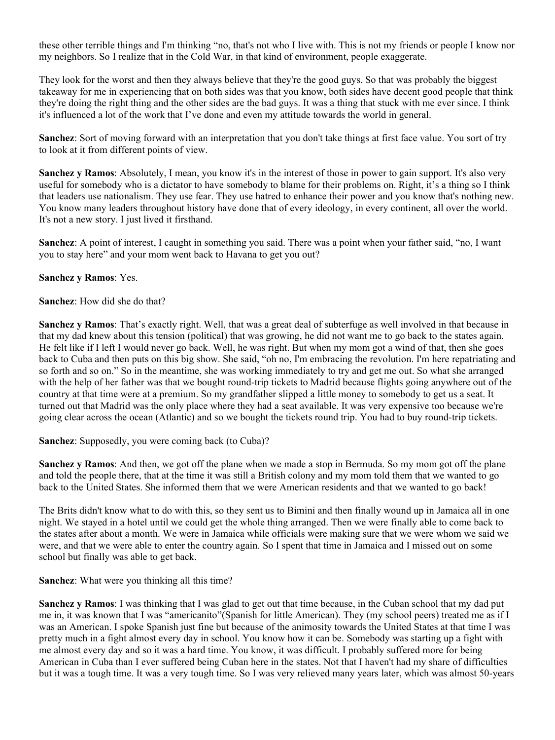these other terrible things and I'm thinking "no, that's not who I live with. This is not my friends or people I know nor my neighbors. So I realize that in the Cold War, in that kind of environment, people exaggerate.

They look for the worst and then they always believe that they're the good guys. So that was probably the biggest takeaway for me in experiencing that on both sides was that you know, both sides have decent good people that think they're doing the right thing and the other sides are the bad guys. It was a thing that stuck with me ever since. I think it's influenced a lot of the work that I've done and even my attitude towards the world in general.

**Sanchez**: Sort of moving forward with an interpretation that you don't take things at first face value. You sort of try to look at it from different points of view.

**Sanchez y Ramos**: Absolutely, I mean, you know it's in the interest of those in power to gain support. It's also very useful for somebody who is a dictator to have somebody to blame for their problems on. Right, it's a thing so I think that leaders use nationalism. They use fear. They use hatred to enhance their power and you know that's nothing new. You know many leaders throughout history have done that of every ideology, in every continent, all over the world. It's not a new story. I just lived it firsthand.

**Sanchez**: A point of interest, I caught in something you said. There was a point when your father said, "no, I want you to stay here" and your mom went back to Havana to get you out?

**Sanchez y Ramos**: Yes.

**Sanchez**: How did she do that?

**Sanchez y Ramos**: That's exactly right. Well, that was a great deal of subterfuge as well involved in that because in that my dad knew about this tension (political) that was growing, he did not want me to go back to the states again. He felt like if I left I would never go back. Well, he was right. But when my mom got a wind of that, then she goes back to Cuba and then puts on this big show. She said, "oh no, I'm embracing the revolution. I'm here repatriating and so forth and so on." So in the meantime, she was working immediately to try and get me out. So what she arranged with the help of her father was that we bought round-trip tickets to Madrid because flights going anywhere out of the country at that time were at a premium. So my grandfather slipped a little money to somebody to get us a seat. It turned out that Madrid was the only place where they had a seat available. It was very expensive too because we're going clear across the ocean (Atlantic) and so we bought the tickets round trip. You had to buy round-trip tickets.

**Sanchez**: Supposedly, you were coming back (to Cuba)?

**Sanchez y Ramos**: And then, we got off the plane when we made a stop in Bermuda. So my mom got off the plane and told the people there, that at the time it was still a British colony and my mom told them that we wanted to go back to the United States. She informed them that we were American residents and that we wanted to go back!

The Brits didn't know what to do with this, so they sent us to Bimini and then finally wound up in Jamaica all in one night. We stayed in a hotel until we could get the whole thing arranged. Then we were finally able to come back to the states after about a month. We were in Jamaica while officials were making sure that we were whom we said we were, and that we were able to enter the country again. So I spent that time in Jamaica and I missed out on some school but finally was able to get back.

**Sanchez**: What were you thinking all this time?

**Sanchez y Ramos**: I was thinking that I was glad to get out that time because, in the Cuban school that my dad put me in, it was known that I was "americanito"(Spanish for little American). They (my school peers) treated me as if I was an American. I spoke Spanish just fine but because of the animosity towards the United States at that time I was pretty much in a fight almost every day in school. You know how it can be. Somebody was starting up a fight with me almost every day and so it was a hard time. You know, it was difficult. I probably suffered more for being American in Cuba than I ever suffered being Cuban here in the states. Not that I haven't had my share of difficulties but it was a tough time. It was a very tough time. So I was very relieved many years later, which was almost 50-years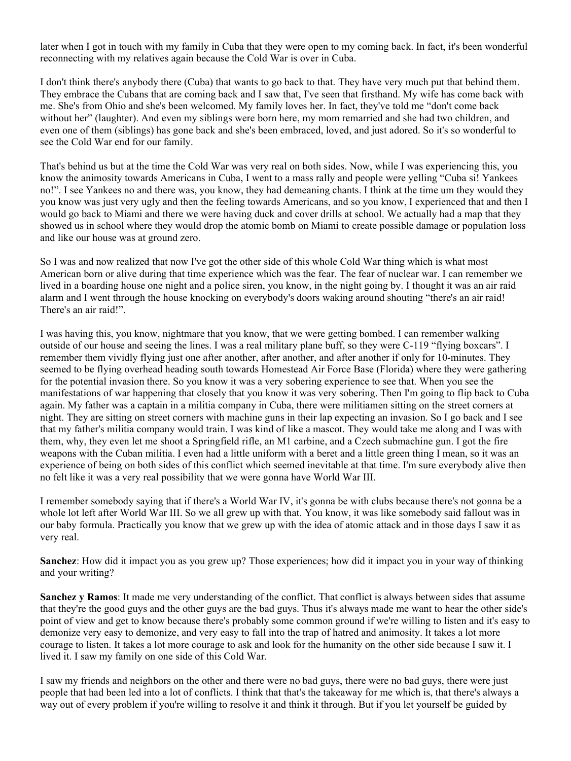later when I got in touch with my family in Cuba that they were open to my coming back. In fact, it's been wonderful reconnecting with my relatives again because the Cold War is over in Cuba.

I don't think there's anybody there (Cuba) that wants to go back to that. They have very much put that behind them. They embrace the Cubans that are coming back and I saw that, I've seen that firsthand. My wife has come back with me. She's from Ohio and she's been welcomed. My family loves her. In fact, they've told me "don't come back without her" (laughter). And even my siblings were born here, my mom remarried and she had two children, and even one of them (siblings) has gone back and she's been embraced, loved, and just adored. So it's so wonderful to see the Cold War end for our family.

That's behind us but at the time the Cold War was very real on both sides. Now, while I was experiencing this, you know the animosity towards Americans in Cuba, I went to a mass rally and people were yelling "Cuba si! Yankees no!". I see Yankees no and there was, you know, they had demeaning chants. I think at the time um they would they you know was just very ugly and then the feeling towards Americans, and so you know, I experienced that and then I would go back to Miami and there we were having duck and cover drills at school. We actually had a map that they showed us in school where they would drop the atomic bomb on Miami to create possible damage or population loss and like our house was at ground zero.

So I was and now realized that now I've got the other side of this whole Cold War thing which is what most American born or alive during that time experience which was the fear. The fear of nuclear war. I can remember we lived in a boarding house one night and a police siren, you know, in the night going by. I thought it was an air raid alarm and I went through the house knocking on everybody's doors waking around shouting "there's an air raid! There's an air raid!".

I was having this, you know, nightmare that you know, that we were getting bombed. I can remember walking outside of our house and seeing the lines. I was a real military plane buff, so they were C-119 "flying boxcars". I remember them vividly flying just one after another, after another, and after another if only for 10-minutes. They seemed to be flying overhead heading south towards Homestead Air Force Base (Florida) where they were gathering for the potential invasion there. So you know it was a very sobering experience to see that. When you see the manifestations of war happening that closely that you know it was very sobering. Then I'm going to flip back to Cuba again. My father was a captain in a militia company in Cuba, there were militiamen sitting on the street corners at night. They are sitting on street corners with machine guns in their lap expecting an invasion. So I go back and I see that my father's militia company would train. I was kind of like a mascot. They would take me along and I was with them, why, they even let me shoot a Springfield rifle, an M1 carbine, and a Czech submachine gun. I got the fire weapons with the Cuban militia. I even had a little uniform with a beret and a little green thing I mean, so it was an experience of being on both sides of this conflict which seemed inevitable at that time. I'm sure everybody alive then no felt like it was a very real possibility that we were gonna have World War III.

I remember somebody saying that if there's a World War IV, it's gonna be with clubs because there's not gonna be a whole lot left after World War III. So we all grew up with that. You know, it was like somebody said fallout was in our baby formula. Practically you know that we grew up with the idea of atomic attack and in those days I saw it as very real.

**Sanchez**: How did it impact you as you grew up? Those experiences; how did it impact you in your way of thinking and your writing?

**Sanchez y Ramos**: It made me very understanding of the conflict. That conflict is always between sides that assume that they're the good guys and the other guys are the bad guys. Thus it's always made me want to hear the other side's point of view and get to know because there's probably some common ground if we're willing to listen and it's easy to demonize very easy to demonize, and very easy to fall into the trap of hatred and animosity. It takes a lot more courage to listen. It takes a lot more courage to ask and look for the humanity on the other side because I saw it. I lived it. I saw my family on one side of this Cold War.

I saw my friends and neighbors on the other and there were no bad guys, there were no bad guys, there were just people that had been led into a lot of conflicts. I think that that's the takeaway for me which is, that there's always a way out of every problem if you're willing to resolve it and think it through. But if you let yourself be guided by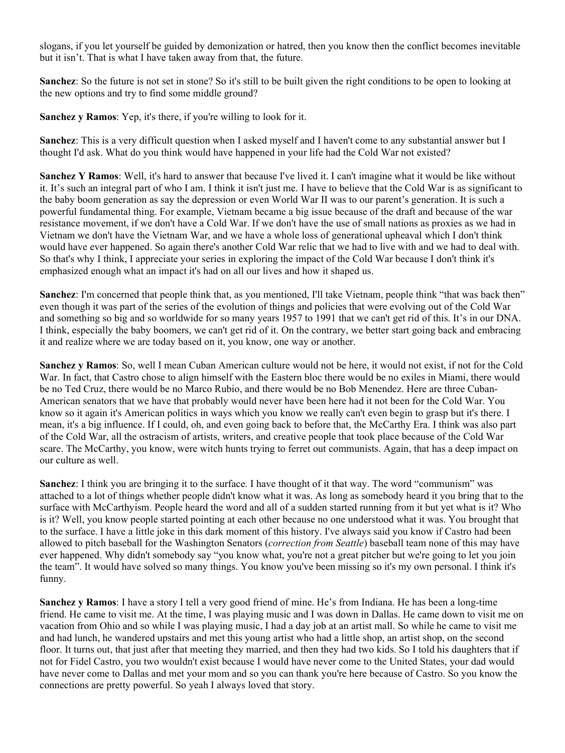slogans, if you let yourself be guided by demonization or hatred, then you know then the conflict becomes inevitable but it isn't. That is what I have taken away from that, the future.

**Sanchez**: So the future is not set in stone? So it's still to be built given the right conditions to be open to looking at the new options and try to find some middle ground?

**Sanchez y Ramos**: Yep, it's there, if you're willing to look for it.

**Sanchez**: This is a very difficult question when I asked myself and I haven't come to any substantial answer but I thought I'd ask. What do you think would have happened in your life had the Cold War not existed?

**Sanchez Y Ramos**: Well, it's hard to answer that because I've lived it. I can't imagine what it would be like without it. It's such an integral part of who I am. I think it isn't just me. I have to believe that the Cold War is as significant to the baby boom generation as say the depression or even World War II was to our parent's generation. It is such a powerful fundamental thing. For example, Vietnam became a big issue because of the draft and because of the war resistance movement, if we don't have a Cold War. If we don't have the use of small nations as proxies as we had in Vietnam we don't have the Vietnam War, and we have a whole loss of generational upheaval which I don't think would have ever happened. So again there's another Cold War relic that we had to live with and we had to deal with. So that's why I think, I appreciate your series in exploring the impact of the Cold War because I don't think it's emphasized enough what an impact it's had on all our lives and how it shaped us.

**Sanchez**: I'm concerned that people think that, as you mentioned, I'll take Vietnam, people think "that was back then" even though it was part of the series of the evolution of things and policies that were evolving out of the Cold War and something so big and so worldwide for so many years 1957 to 1991 that we can't get rid of this. It's in our DNA. I think, especially the baby boomers, we can't get rid of it. On the contrary, we better start going back and embracing it and realize where we are today based on it, you know, one way or another.

**Sanchez y Ramos**: So, well I mean Cuban American culture would not be here, it would not exist, if not for the Cold War. In fact, that Castro chose to align himself with the Eastern bloc there would be no exiles in Miami, there would be no Ted Cruz, there would be no Marco Rubio, and there would be no Bob Menendez. Here are three Cuban-American senators that we have that probably would never have been here had it not been for the Cold War. You know so it again it's American politics in ways which you know we really can't even begin to grasp but it's there. I mean, it's a big influence. If I could, oh, and even going back to before that, the McCarthy Era. I think was also part of the Cold War, all the ostracism of artists, writers, and creative people that took place because of the Cold War scare. The McCarthy, you know, were witch hunts trying to ferret out communists. Again, that has a deep impact on our culture as well.

**Sanchez**: I think you are bringing it to the surface. I have thought of it that way. The word "communism" was attached to a lot of things whether people didn't know what it was. As long as somebody heard it you bring that to the surface with McCarthyism. People heard the word and all of a sudden started running from it but yet what is it? Who is it? Well, you know people started pointing at each other because no one understood what it was. You brought that to the surface. I have a little joke in this dark moment of this history. I've always said you know if Castro had been allowed to pitch baseball for the Washington Senators (*correction from Seattle*) baseball team none of this may have ever happened. Why didn't somebody say "you know what, you're not a great pitcher but we're going to let you join the team". It would have solved so many things. You know you've been missing so it's my own personal. I think it's funny.

**Sanchez y Ramos**: I have a story I tell a very good friend of mine. He's from Indiana. He has been a long-time friend. He came to visit me. At the time, I was playing music and I was down in Dallas. He came down to visit me on vacation from Ohio and so while I was playing music, I had a day job at an artist mall. So while he came to visit me and had lunch, he wandered upstairs and met this young artist who had a little shop, an artist shop, on the second floor. It turns out, that just after that meeting they married, and then they had two kids. So I told his daughters that if not for Fidel Castro, you two wouldn't exist because I would have never come to the United States, your dad would have never come to Dallas and met your mom and so you can thank you're here because of Castro. So you know the connections are pretty powerful. So yeah I always loved that story.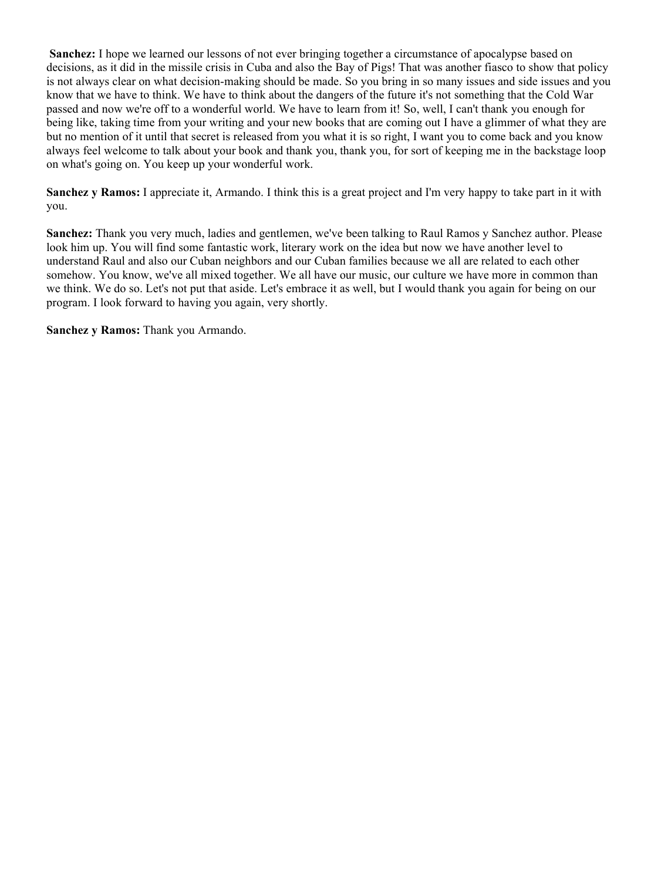**Sanchez:** I hope we learned our lessons of not ever bringing together a circumstance of apocalypse based on decisions, as it did in the missile crisis in Cuba and also the Bay of Pigs! That was another fiasco to show that policy is not always clear on what decision-making should be made. So you bring in so many issues and side issues and you know that we have to think. We have to think about the dangers of the future it's not something that the Cold War passed and now we're off to a wonderful world. We have to learn from it! So, well, I can't thank you enough for being like, taking time from your writing and your new books that are coming out I have a glimmer of what they are but no mention of it until that secret is released from you what it is so right, I want you to come back and you know always feel welcome to talk about your book and thank you, thank you, for sort of keeping me in the backstage loop on what's going on. You keep up your wonderful work.

**Sanchez y Ramos:** I appreciate it, Armando. I think this is a great project and I'm very happy to take part in it with you.

**Sanchez:** Thank you very much, ladies and gentlemen, we've been talking to Raul Ramos y Sanchez author. Please look him up. You will find some fantastic work, literary work on the idea but now we have another level to understand Raul and also our Cuban neighbors and our Cuban families because we all are related to each other somehow. You know, we've all mixed together. We all have our music, our culture we have more in common than we think. We do so. Let's not put that aside. Let's embrace it as well, but I would thank you again for being on our program. I look forward to having you again, very shortly.

**Sanchez y Ramos:** Thank you Armando.